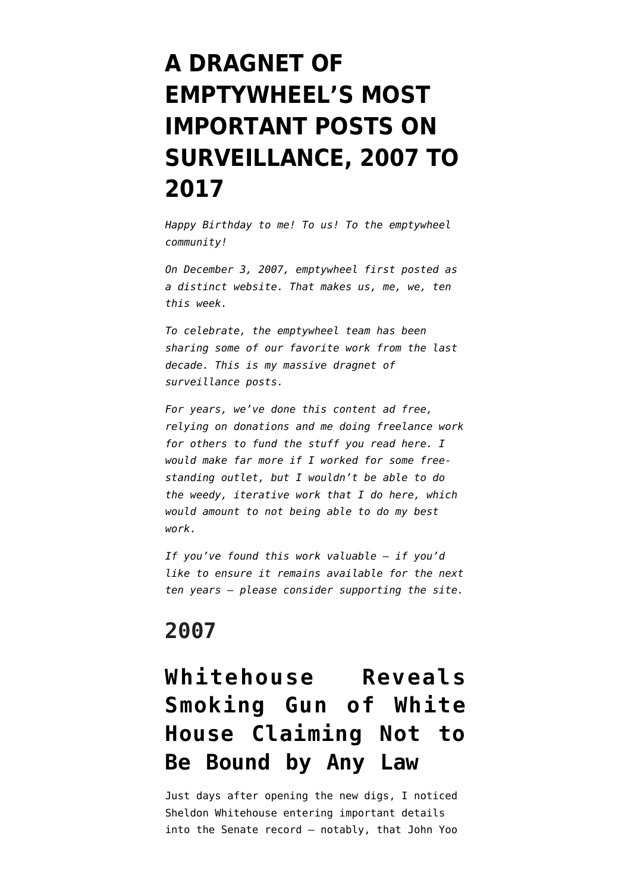# A DRAGNET OF EMPTYWHEEL'S MOST IMPORTANT POSTS ON SURVEILLANCE, 2007 TO 2017

*Happy Birthday to me! To us! To the emptywheel community!*

*On December 3, 2007, emptywheel first posted as a distinct website. That makes us, me, we, ten this week.*

*To celebrate, the emptywheel team has been sharing some of our favorite work from the last decade. This is my massive dragnet of surveillance posts.*

*For years, we've done this content ad free, relying on donations and me doing freelance work for others to fund the stuff you read here. I would make far more if I worked for some free-standing outlet, but I wouldn't be able to do the weedy, iterative work that I do here, which would amount to not being able to do my best work.*

*If you've found this work valuable — if you'd like to ensure it remains available for the next ten years — please consider supporting the site.*

## 2007

## Whitehouse Reveals Smoking Gun of White House Claiming Not to Be Bound by Any Law

Just days after opening the new digs, I noticed Sheldon Whitehouse entering important details into the Senate record — notably, that John Yoo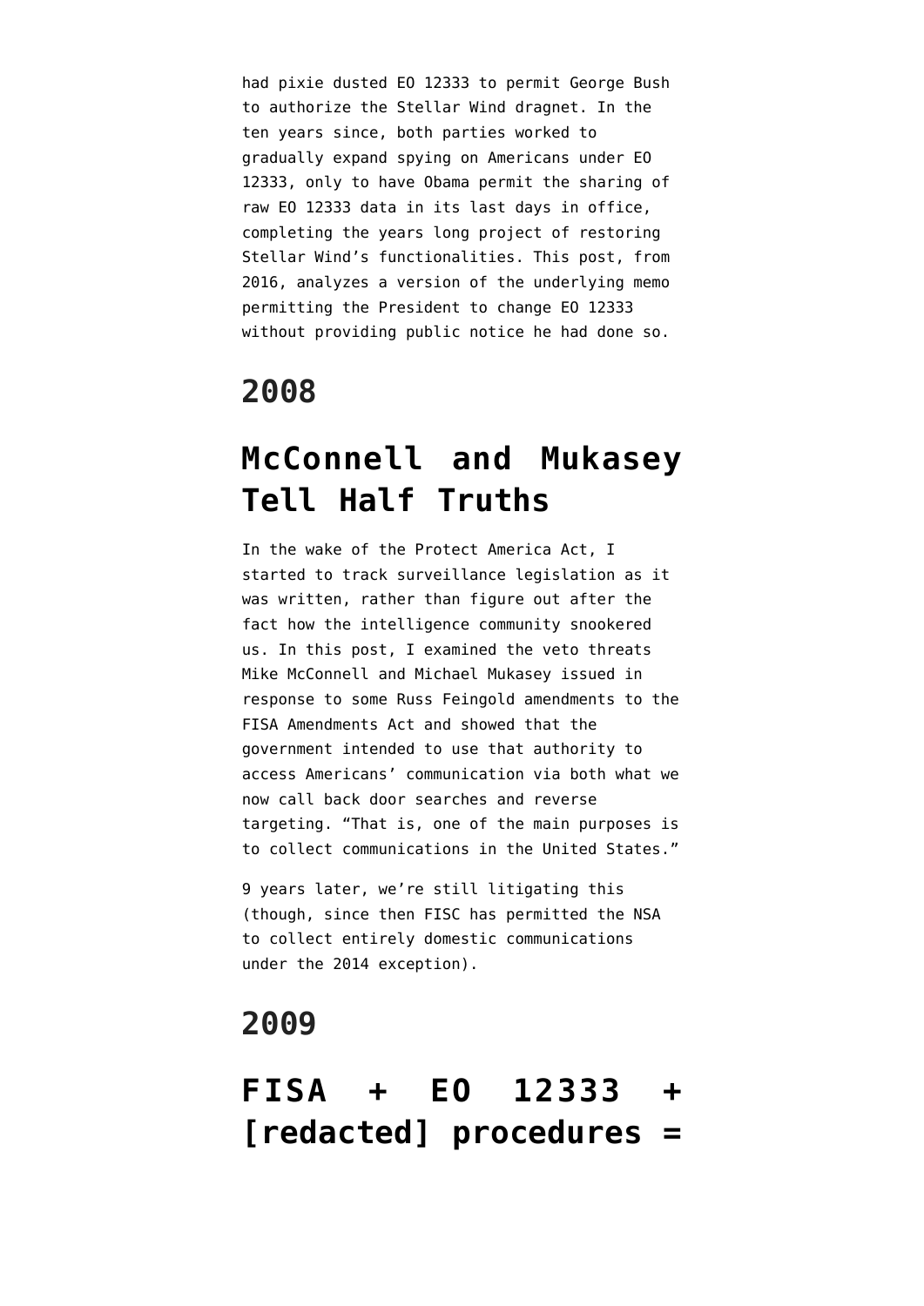had pixie dusted EO 12333 to permit George Bush to authorize the Stellar Wind dragnet. In the ten years since, both parties worked to gradually expand spying on Americans under EO 12333, only to have Obama permit the sharing of raw EO 12333 data in its last days in office, completing the years long project of restoring Stellar Wind's functionalities. This post, from 2016, analyzes a version of the underlying memo permitting the President to change EO 12333 without providing public notice he had done so.

## 2008

# McConnell and Mukasey Tell Half Truths

In the wake of the Protect America Act, I started to track surveillance legislation as it was written, rather than figure out after the fact how the intelligence community snookered us. In this post, I examined the veto threats Mike McConnell and Michael Mukasey issued in response to some Russ Feingold amendments to the FISA Amendments Act and showed that the government intended to use that authority to access Americans' communication via both what we now call back door searches and reverse targeting. "That is, one of the main purposes is to collect communications in the United States."

9 years later, we're still litigating this (though, since then FISC has permitted the NSA to collect entirely domestic communications under the 2014 exception).

## 2009

# FISA + EO 12333 + [redacted] procedures =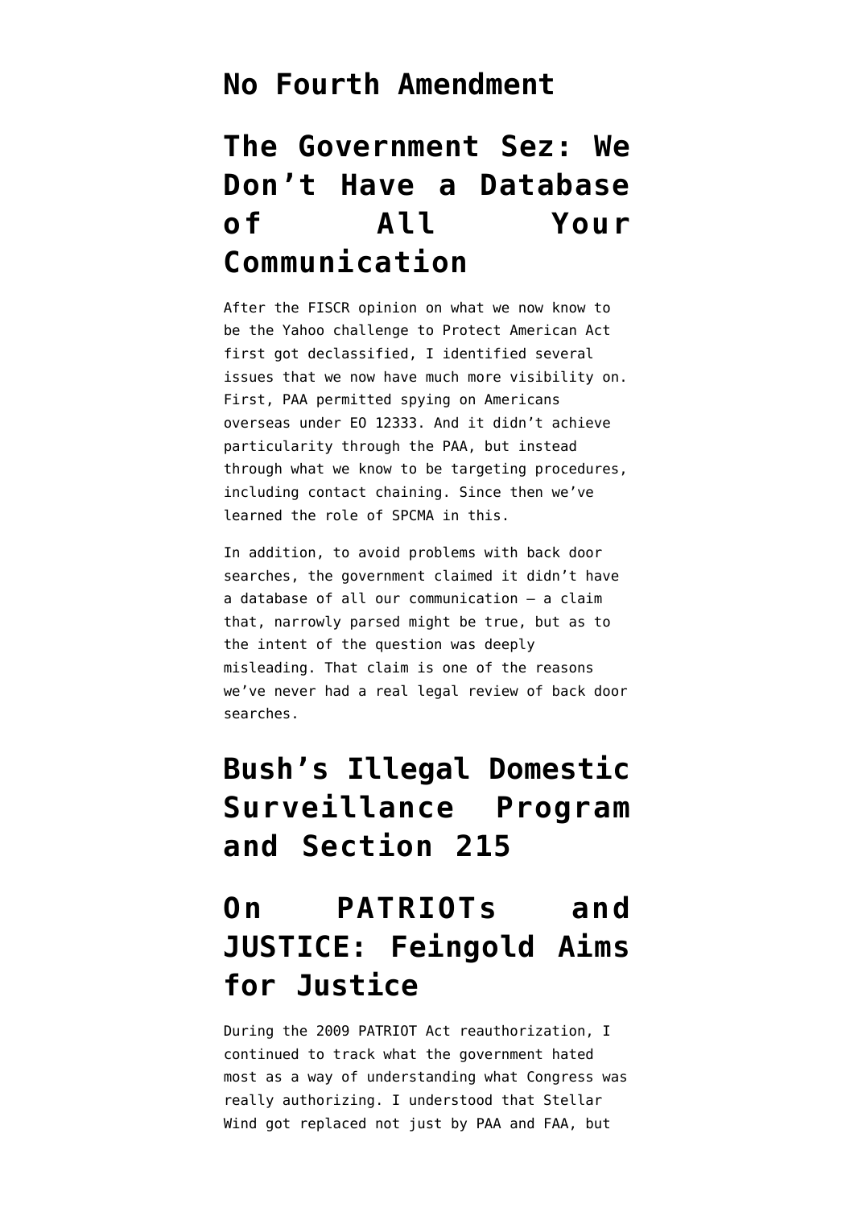# No Fourth Amendment

# The Government Sez: We Don't Have a Database of All Your Communication

After the FISCR opinion on what we now know to be the Yahoo challenge to Protect American Act first got declassified, I identified several issues that we now have much more visibility on. First, PAA permitted spying on Americans overseas under EO 12333. And it didn't achieve particularity through the PAA, but instead through what we know to be targeting procedures, including contact chaining. Since then we've learned the role of SPCMA in this.

In addition, to avoid problems with back door searches, the government claimed it didn't have a database of all our communication — a claim that, narrowly parsed might be true, but as to the intent of the question was deeply misleading. That claim is one of the reasons we've never had a real legal review of back door searches.

# Bush's Illegal Domestic Surveillance Program and Section 215

# On PATRIOTs and JUSTICE: Feingold Aims for Justice

During the 2009 PATRIOT Act reauthorization, I continued to track what the government hated most as a way of understanding what Congress was really authorizing. I understood that Stellar Wind got replaced not just by PAA and FAA, but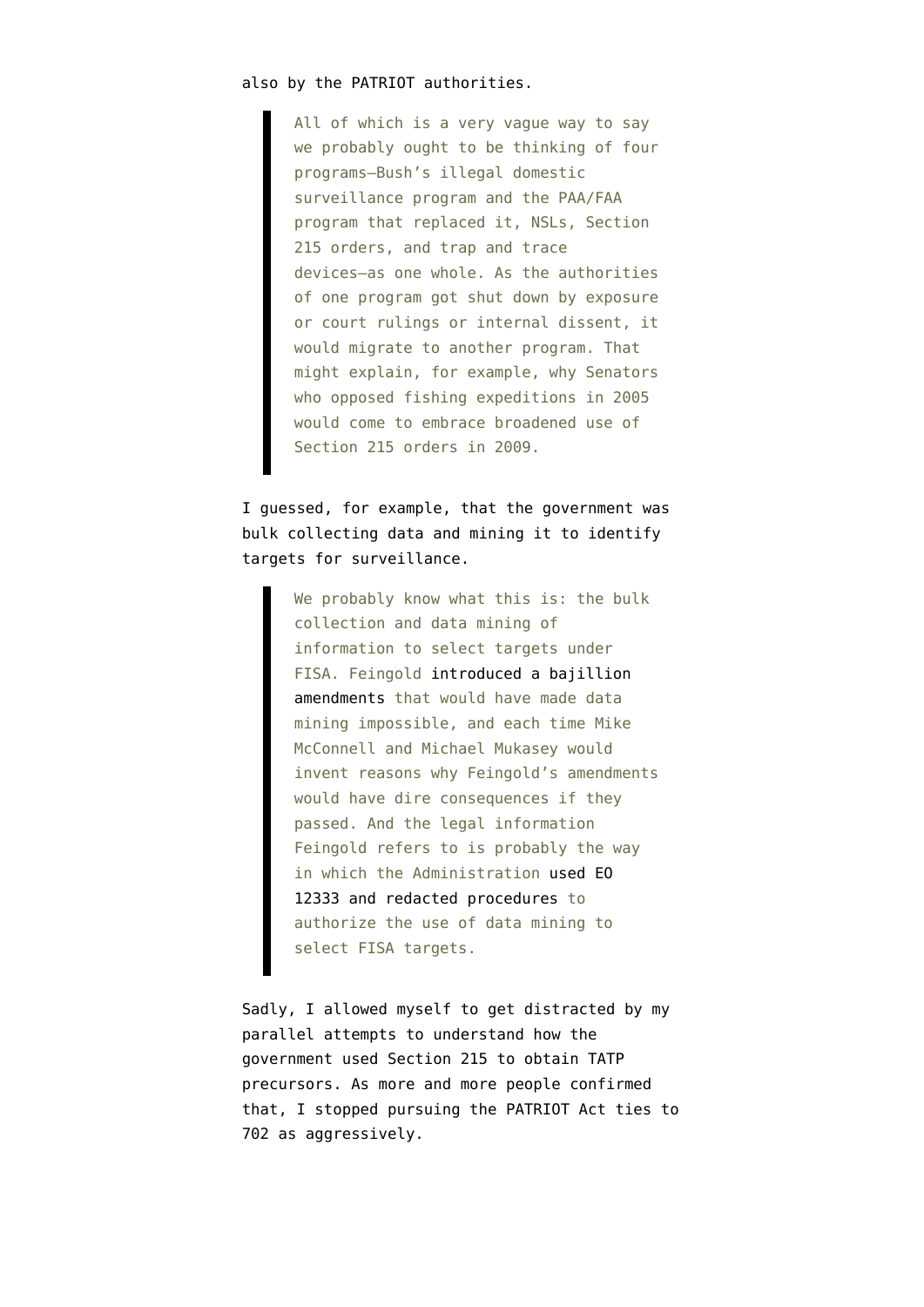also by the PATRIOT authorities.

> All of which is a very vague way to say we probably ought to be thinking of four programs–Bush's illegal domestic surveillance program and the PAA/FAA program that replaced it, NSLs, Section 215 orders, and trap and trace devices–as one whole. As the authorities of one program got shut down by exposure or court rulings or internal dissent, it would migrate to another program. That might explain, for example, why Senators who opposed fishing expeditions in 2005 would come to embrace broadened use of Section 215 orders in 2009.

I guessed, for example, that the government was bulk collecting data and mining it to identify targets for surveillance.

> We probably know what this is: the bulk collection and data mining of information to select targets under FISA. Feingold introduced a bajillion amendments that would have made data mining impossible, and each time Mike McConnell and Michael Mukasey would invent reasons why Feingold's amendments would have dire consequences if they passed. And the legal information Feingold refers to is probably the way in which the Administration used EO 12333 and redacted procedures to authorize the use of data mining to select FISA targets.

Sadly, I allowed myself to get distracted by my parallel attempts to understand how the government used Section 215 to obtain TATP precursors. As more and more people confirmed that, I stopped pursuing the PATRIOT Act ties to 702 as aggressively.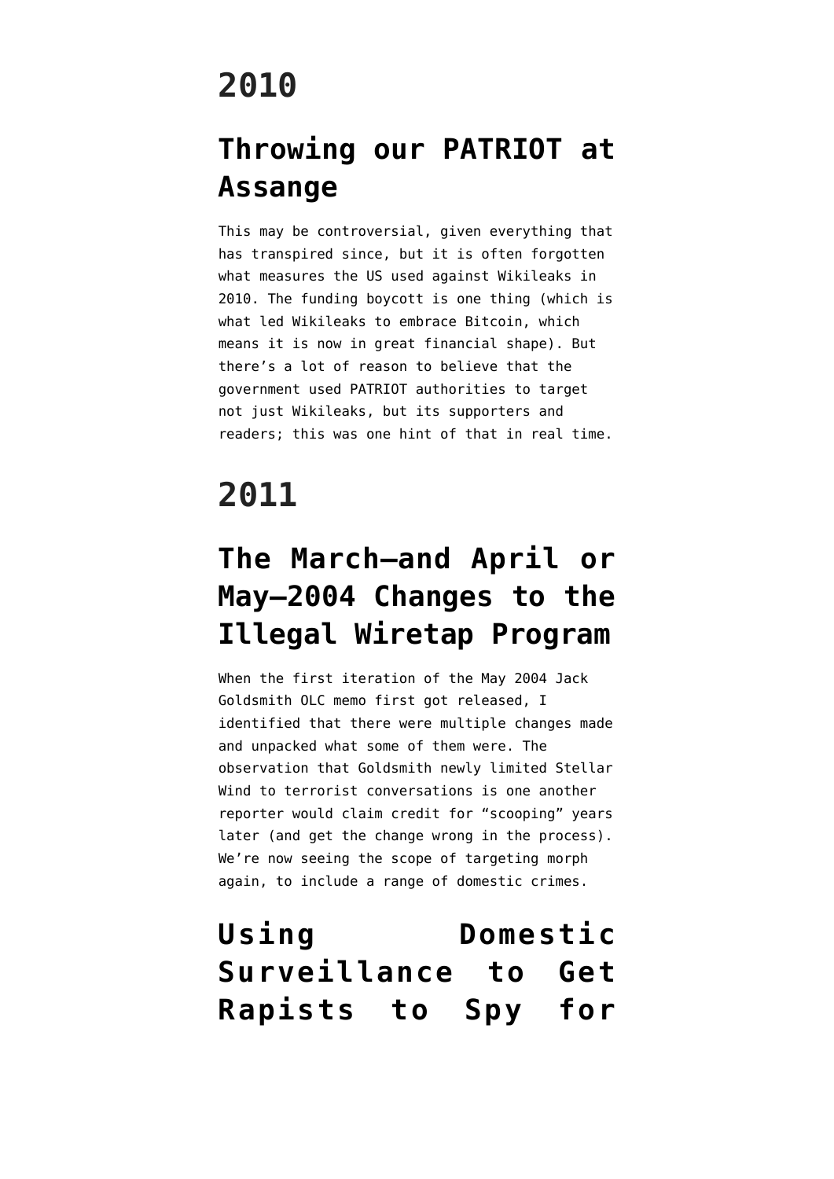# 2010

## Throwing our PATRIOT at Assange

This may be controversial, given everything that has transpired since, but it is often forgotten what measures the US used against Wikileaks in 2010. The funding boycott is one thing (which is what led Wikileaks to embrace Bitcoin, which means it is now in great financial shape). But there's a lot of reason to believe that the government used PATRIOT authorities to target not just Wikileaks, but its supporters and readers; this was one hint of that in real time.

# 2011

## The March—and April or May—2004 Changes to the Illegal Wiretap Program

When the first iteration of the May 2004 Jack Goldsmith OLC memo first got released, I identified that there were multiple changes made and unpacked what some of them were. The observation that Goldsmith newly limited Stellar Wind to terrorist conversations is one another reporter would claim credit for "scooping" years later (and get the change wrong in the process). We're now seeing the scope of targeting morph again, to include a range of domestic crimes.

## Using Domestic Surveillance to Get Rapists to Spy for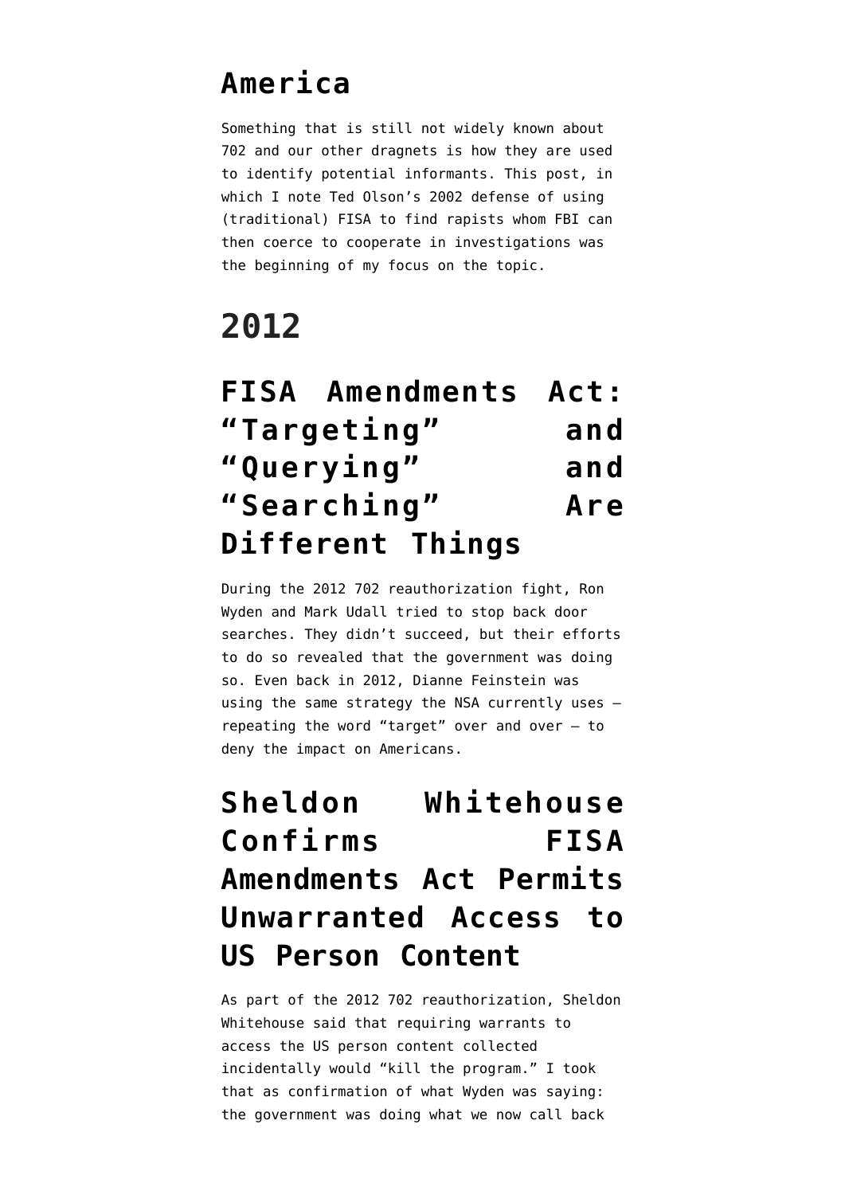## America

Something that is still not widely known about 702 and our other dragnets is how they are used to identify potential informants. This post, in which I note Ted Olson's 2002 defense of using (traditional) FISA to find rapists whom FBI can then coerce to cooperate in investigations was the beginning of my focus on the topic.

# 2012

## FISA Amendments Act: "Targeting" and "Querying" and "Searching" Are Different Things

During the 2012 702 reauthorization fight, Ron Wyden and Mark Udall tried to stop back door searches. They didn't succeed, but their efforts to do so revealed that the government was doing so. Even back in 2012, Dianne Feinstein was using the same strategy the NSA currently uses — repeating the word "target" over and over — to deny the impact on Americans.

## Sheldon Whitehouse Confirms FISA Amendments Act Permits Unwarranted Access to US Person Content

As part of the 2012 702 reauthorization, Sheldon Whitehouse said that requiring warrants to access the US person content collected incidentally would "kill the program." I took that as confirmation of what Wyden was saying: the government was doing what we now call back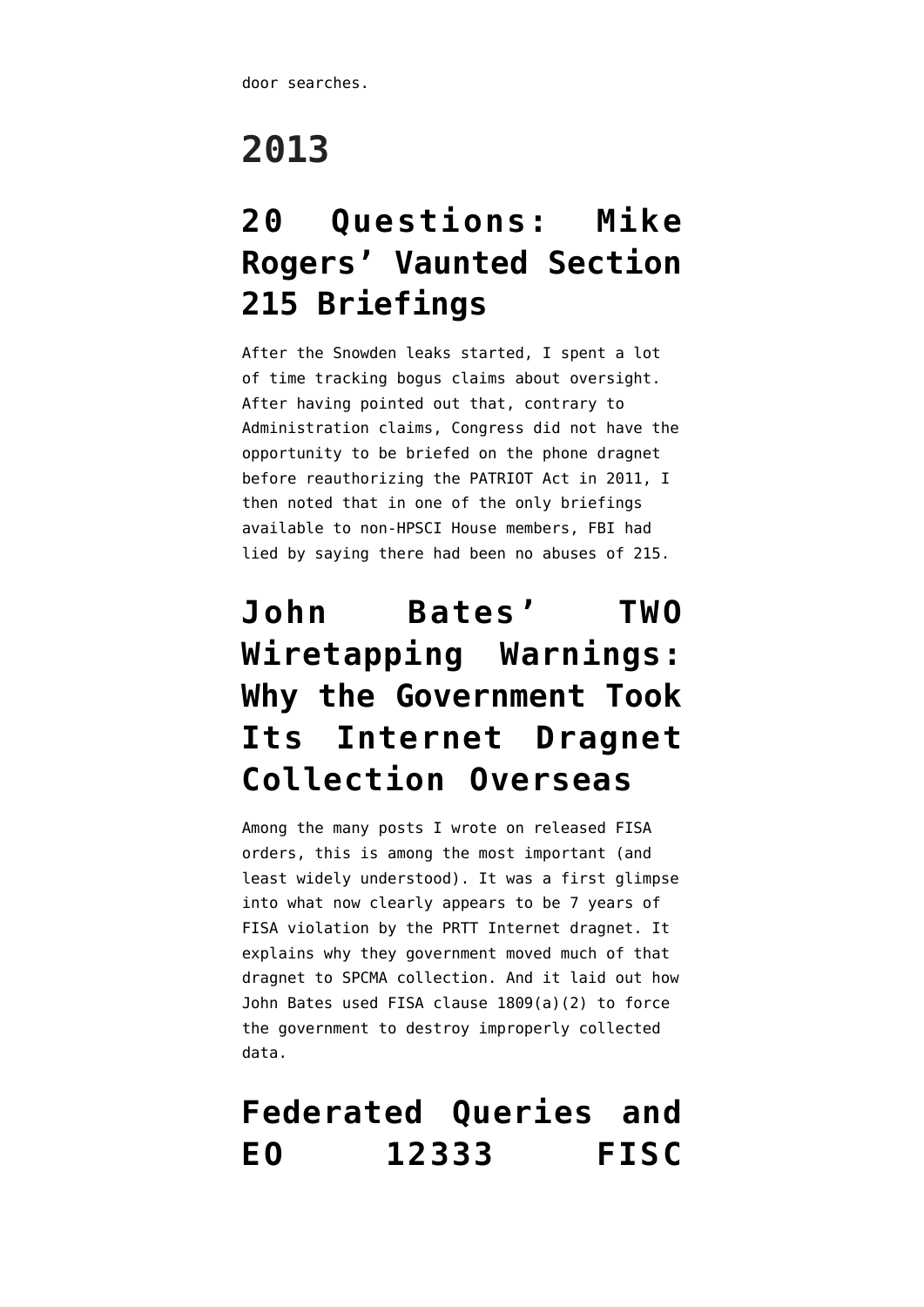door searches.

# 2013

## 20 Questions: Mike Rogers' Vaunted Section 215 Briefings

After the Snowden leaks started, I spent a lot of time tracking bogus claims about oversight. After having pointed out that, contrary to Administration claims, Congress did not have the opportunity to be briefed on the phone dragnet before reauthorizing the PATRIOT Act in 2011, I then noted that in one of the only briefings available to non-HPSCI House members, FBI had lied by saying there had been no abuses of 215.

## John Bates' TWO Wiretapping Warnings: Why the Government Took Its Internet Dragnet Collection Overseas

Among the many posts I wrote on released FISA orders, this is among the most important (and least widely understood). It was a first glimpse into what now clearly appears to be 7 years of FISA violation by the PRTT Internet dragnet. It explains why they government moved much of that dragnet to SPCMA collection. And it laid out how John Bates used FISA clause 1809(a)(2) to force the government to destroy improperly collected data.

## Federated Queries and EO 12333 FISC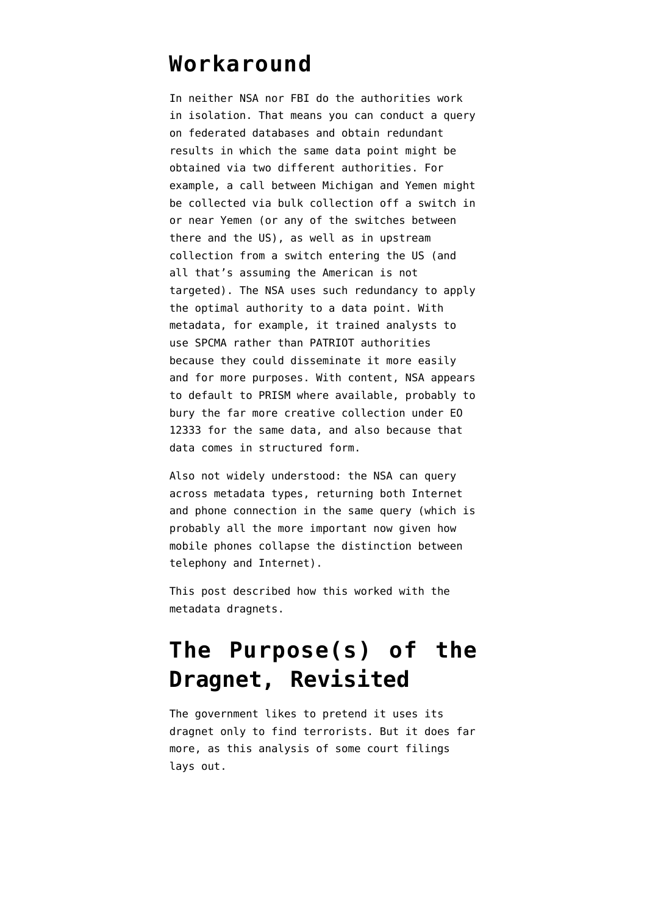## Workaround

In neither NSA nor FBI do the authorities work in isolation. That means you can conduct a query on federated databases and obtain redundant results in which the same data point might be obtained via two different authorities. For example, a call between Michigan and Yemen might be collected via bulk collection off a switch in or near Yemen (or any of the switches between there and the US), as well as in upstream collection from a switch entering the US (and all that's assuming the American is not targeted). The NSA uses such redundancy to apply the optimal authority to a data point. With metadata, for example, it trained analysts to use SPCMA rather than PATRIOT authorities because they could disseminate it more easily and for more purposes. With content, NSA appears to default to PRISM where available, probably to bury the far more creative collection under EO 12333 for the same data, and also because that data comes in structured form.

Also not widely understood: the NSA can query across metadata types, returning both Internet and phone connection in the same query (which is probably all the more important now given how mobile phones collapse the distinction between telephony and Internet).

This post described how this worked with the metadata dragnets.

## The Purpose(s) of the Dragnet, Revisited

The government likes to pretend it uses its dragnet only to find terrorists. But it does far more, as this analysis of some court filings lays out.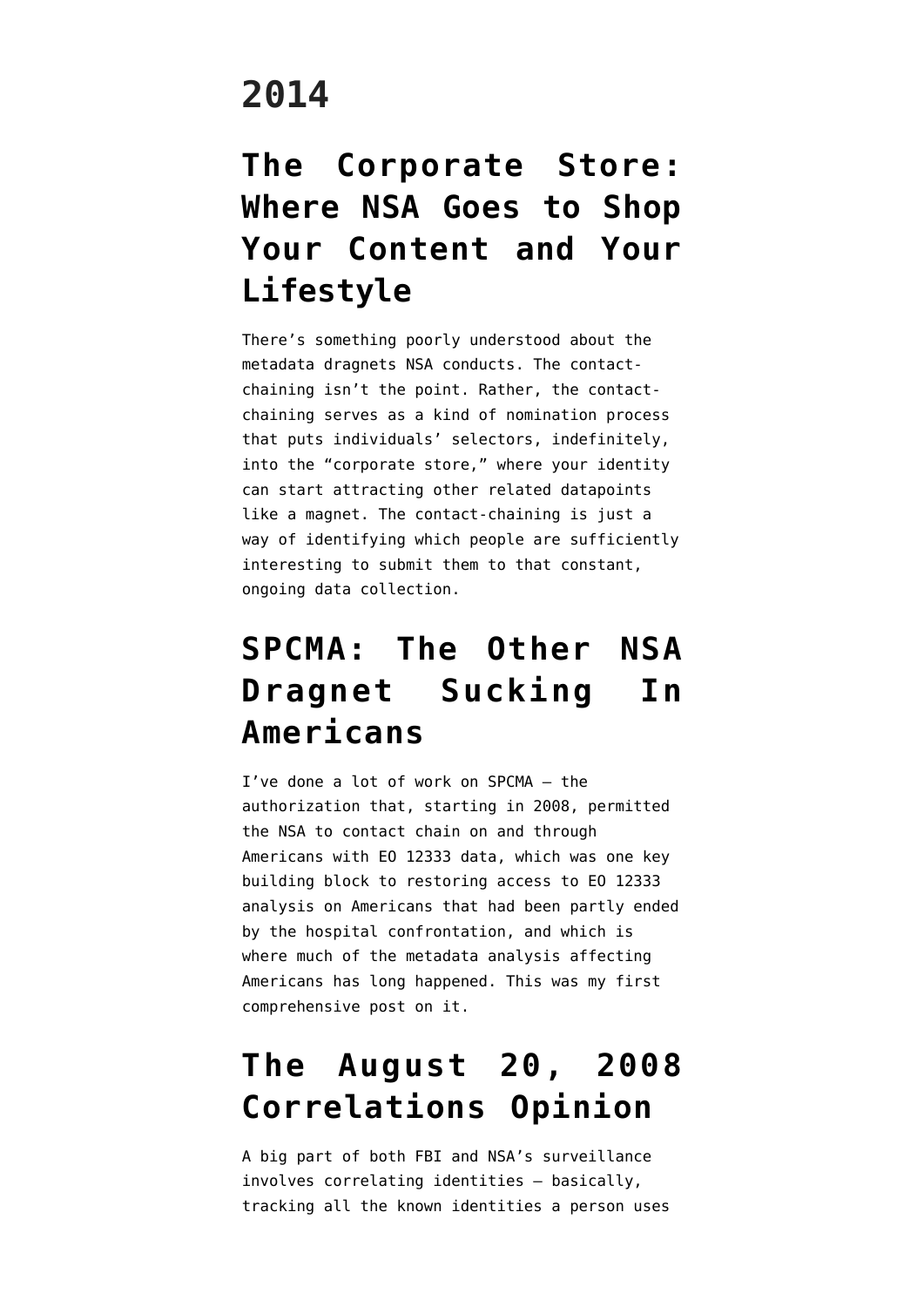# 2014

## The Corporate Store: Where NSA Goes to Shop Your Content and Your Lifestyle

There's something poorly understood about the metadata dragnets NSA conducts. The contact-chaining isn't the point. Rather, the contact-chaining serves as a kind of nomination process that puts individuals' selectors, indefinitely, into the "corporate store," where your identity can start attracting other related datapoints like a magnet. The contact-chaining is just a way of identifying which people are sufficiently interesting to submit them to that constant, ongoing data collection.

## SPCMA: The Other NSA Dragnet Sucking In Americans

I've done a lot of work on SPCMA — the authorization that, starting in 2008, permitted the NSA to contact chain on and through Americans with EO 12333 data, which was one key building block to restoring access to EO 12333 analysis on Americans that had been partly ended by the hospital confrontation, and which is where much of the metadata analysis affecting Americans has long happened. This was my first comprehensive post on it.

## The August 20, 2008 Correlations Opinion

A big part of both FBI and NSA's surveillance involves correlating identities — basically, tracking all the known identities a person uses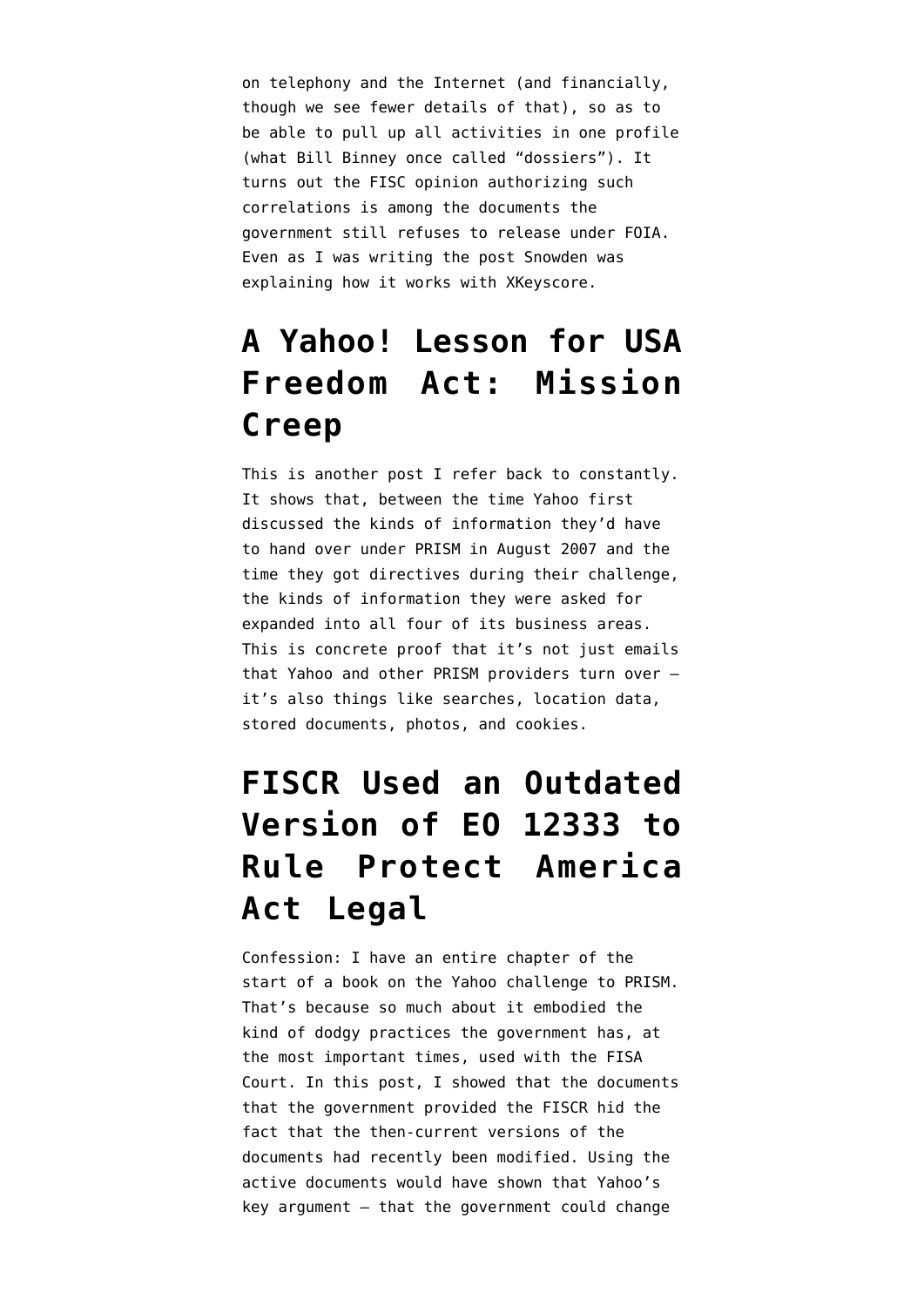on telephony and the Internet (and financially, though we see fewer details of that), so as to be able to pull up all activities in one profile (what Bill Binney once called “dossiers”). It turns out the FISC opinion authorizing such correlations is among the documents the government still refuses to release under FOIA. Even as I was writing the post Snowden was explaining how it works with XKeyscore.

## A Yahoo! Lesson for USA Freedom Act: Mission Creep

This is another post I refer back to constantly. It shows that, between the time Yahoo first discussed the kinds of information they’d have to hand over under PRISM in August 2007 and the time they got directives during their challenge, the kinds of information they were asked for expanded into all four of its business areas. This is concrete proof that it’s not just emails that Yahoo and other PRISM providers turn over — it’s also things like searches, location data, stored documents, photos, and cookies.

## FISCR Used an Outdated Version of EO 12333 to Rule Protect America Act Legal

Confession: I have an entire chapter of the start of a book on the Yahoo challenge to PRISM. That’s because so much about it embodied the kind of dodgy practices the government has, at the most important times, used with the FISA Court. In this post, I showed that the documents that the government provided the FISCR hid the fact that the then-current versions of the documents had recently been modified. Using the active documents would have shown that Yahoo’s key argument — that the government could change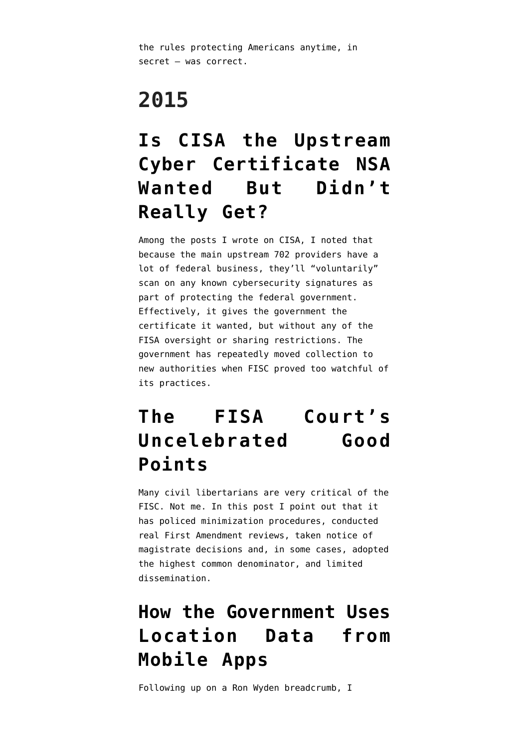the rules protecting Americans anytime, in secret — was correct.

# 2015

## Is CISA the Upstream Cyber Certificate NSA Wanted But Didn't Really Get?

Among the posts I wrote on CISA, I noted that because the main upstream 702 providers have a lot of federal business, they'll "voluntarily" scan on any known cybersecurity signatures as part of protecting the federal government. Effectively, it gives the government the certificate it wanted, but without any of the FISA oversight or sharing restrictions. The government has repeatedly moved collection to new authorities when FISC proved too watchful of its practices.

## The FISA Court's Uncelebrated Good Points

Many civil libertarians are very critical of the FISC. Not me. In this post I point out that it has policed minimization procedures, conducted real First Amendment reviews, taken notice of magistrate decisions and, in some cases, adopted the highest common denominator, and limited dissemination.

## How the Government Uses Location Data from Mobile Apps

Following up on a Ron Wyden breadcrumb, I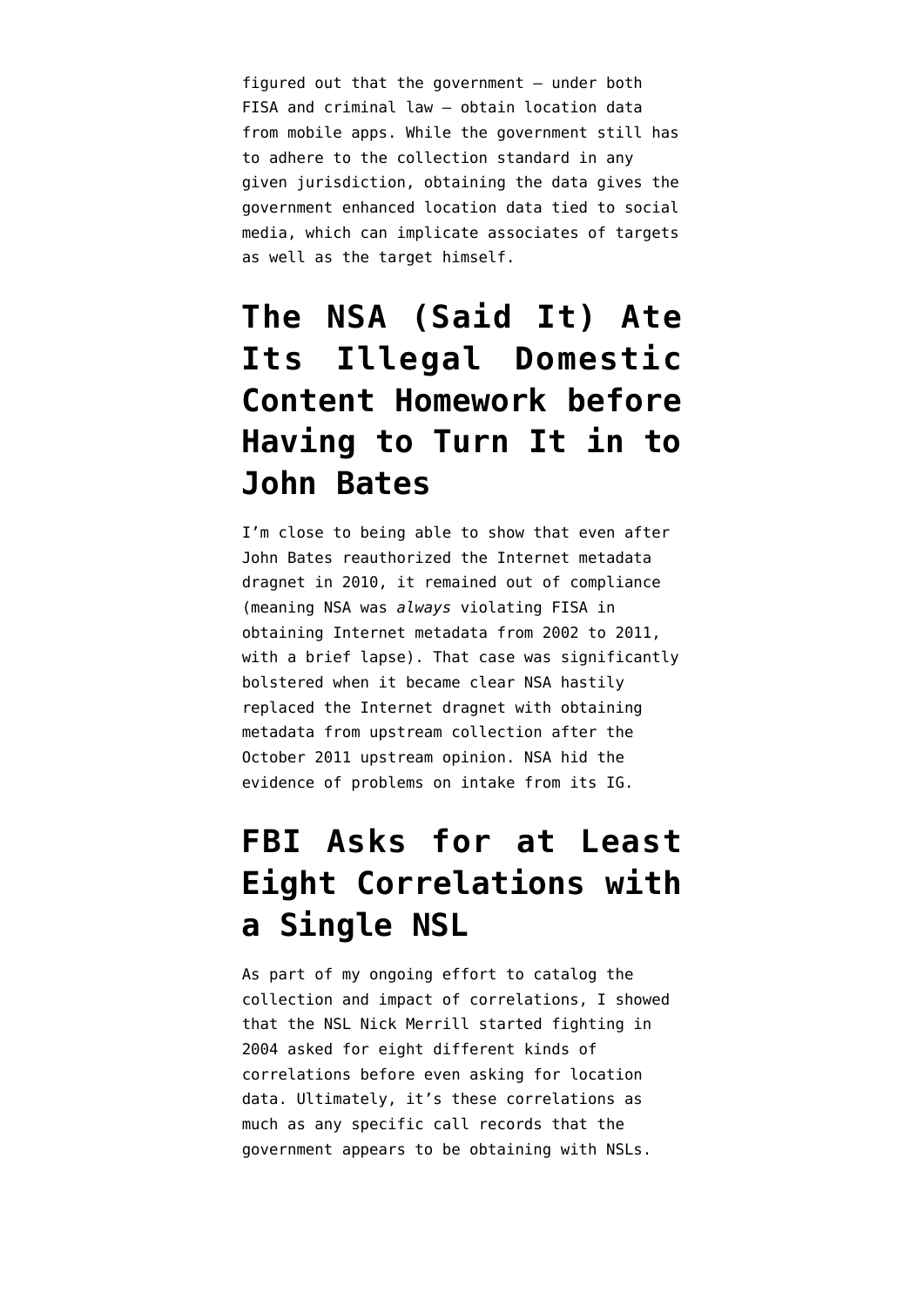figured out that the government — under both FISA and criminal law — obtain location data from mobile apps. While the government still has to adhere to the collection standard in any given jurisdiction, obtaining the data gives the government enhanced location data tied to social media, which can implicate associates of targets as well as the target himself.

# The NSA (Said It) Ate Its Illegal Domestic Content Homework before Having to Turn It in to John Bates

I'm close to being able to show that even after John Bates reauthorized the Internet metadata dragnet in 2010, it remained out of compliance (meaning NSA was *always* violating FISA in obtaining Internet metadata from 2002 to 2011, with a brief lapse). That case was significantly bolstered when it became clear NSA hastily replaced the Internet dragnet with obtaining metadata from upstream collection after the October 2011 upstream opinion. NSA hid the evidence of problems on intake from its IG.

# FBI Asks for at Least Eight Correlations with a Single NSL

As part of my ongoing effort to catalog the collection and impact of correlations, I showed that the NSL Nick Merrill started fighting in 2004 asked for eight different kinds of correlations before even asking for location data. Ultimately, it's these correlations as much as any specific call records that the government appears to be obtaining with NSLs.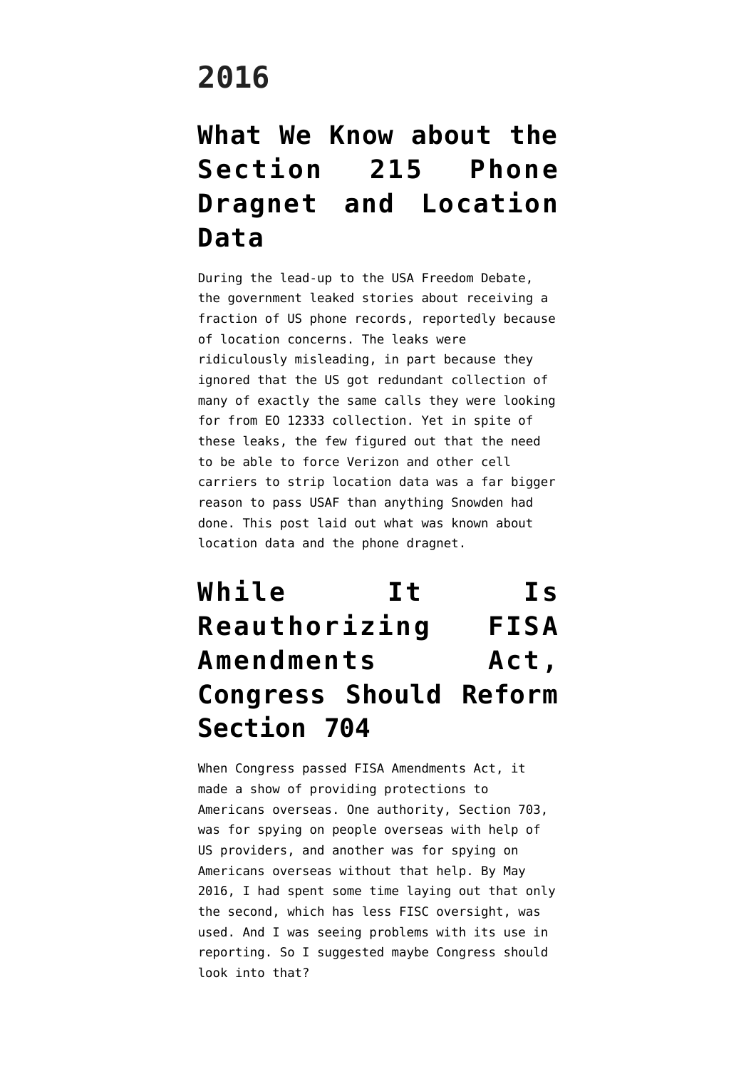# 2016

## What We Know about the Section 215 Phone Dragnet and Location Data

During the lead-up to the USA Freedom Debate, the government leaked stories about receiving a fraction of US phone records, reportedly because of location concerns. The leaks were ridiculously misleading, in part because they ignored that the US got redundant collection of many of exactly the same calls they were looking for from EO 12333 collection. Yet in spite of these leaks, the few figured out that the need to be able to force Verizon and other cell carriers to strip location data was a far bigger reason to pass USAF than anything Snowden had done. This post laid out what was known about location data and the phone dragnet.

## While It Is Reauthorizing FISA Amendments Act, Congress Should Reform Section 704

When Congress passed FISA Amendments Act, it made a show of providing protections to Americans overseas. One authority, Section 703, was for spying on people overseas with help of US providers, and another was for spying on Americans overseas without that help. By May 2016, I had spent some time laying out that only the second, which has less FISC oversight, was used. And I was seeing problems with its use in reporting. So I suggested maybe Congress should look into that?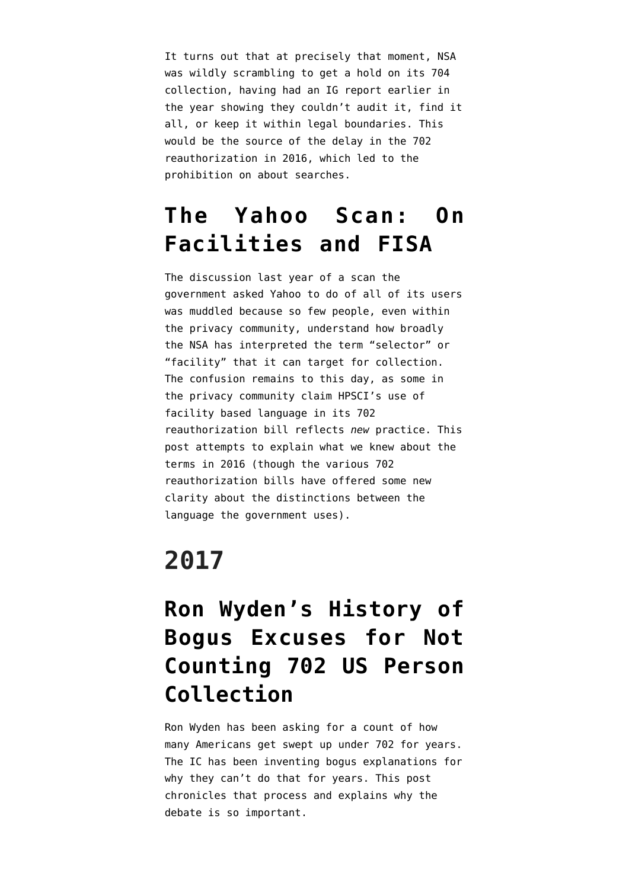It turns out that at precisely that moment, NSA was wildly scrambling to get a hold on its 704 collection, having had an IG report earlier in the year showing they couldn't audit it, find it all, or keep it within legal boundaries. This would be the source of the delay in the 702 reauthorization in 2016, which led to the prohibition on about searches.

## The Yahoo Scan: On Facilities and FISA

The discussion last year of a scan the government asked Yahoo to do of all of its users was muddled because so few people, even within the privacy community, understand how broadly the NSA has interpreted the term "selector" or "facility" that it can target for collection. The confusion remains to this day, as some in the privacy community claim HPSCI's use of facility based language in its 702 reauthorization bill reflects *new* practice. This post attempts to explain what we knew about the terms in 2016 (though the various 702 reauthorization bills have offered some new clarity about the distinctions between the language the government uses).

# 2017

## Ron Wyden's History of Bogus Excuses for Not Counting 702 US Person Collection

Ron Wyden has been asking for a count of how many Americans get swept up under 702 for years. The IC has been inventing bogus explanations for why they can't do that for years. This post chronicles that process and explains why the debate is so important.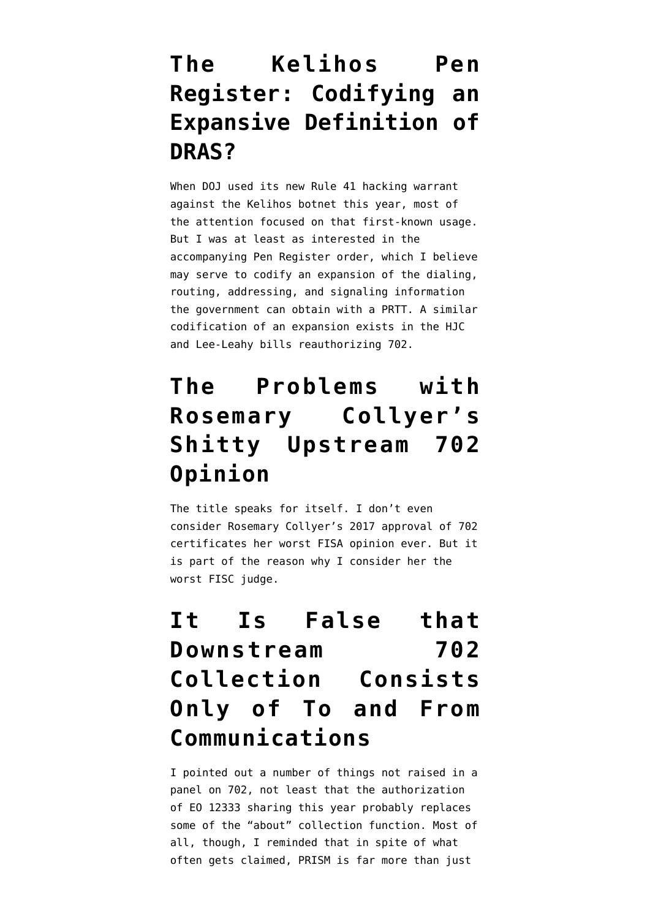# The Kelihos Pen Register: Codifying an Expansive Definition of DRAS?

When DOJ used its new Rule 41 hacking warrant against the Kelihos botnet this year, most of the attention focused on that first-known usage. But I was at least as interested in the accompanying Pen Register order, which I believe may serve to codify an expansion of the dialing, routing, addressing, and signaling information the government can obtain with a PRTT. A similar codification of an expansion exists in the HJC and Lee-Leahy bills reauthorizing 702.

# The Problems with Rosemary Collyer's Shitty Upstream 702 Opinion

The title speaks for itself. I don't even consider Rosemary Collyer's 2017 approval of 702 certificates her worst FISA opinion ever. But it is part of the reason why I consider her the worst FISC judge.

# It Is False that Downstream 702 Collection Consists Only of To and From Communications

I pointed out a number of things not raised in a panel on 702, not least that the authorization of EO 12333 sharing this year probably replaces some of the "about" collection function. Most of all, though, I reminded that in spite of what often gets claimed, PRISM is far more than just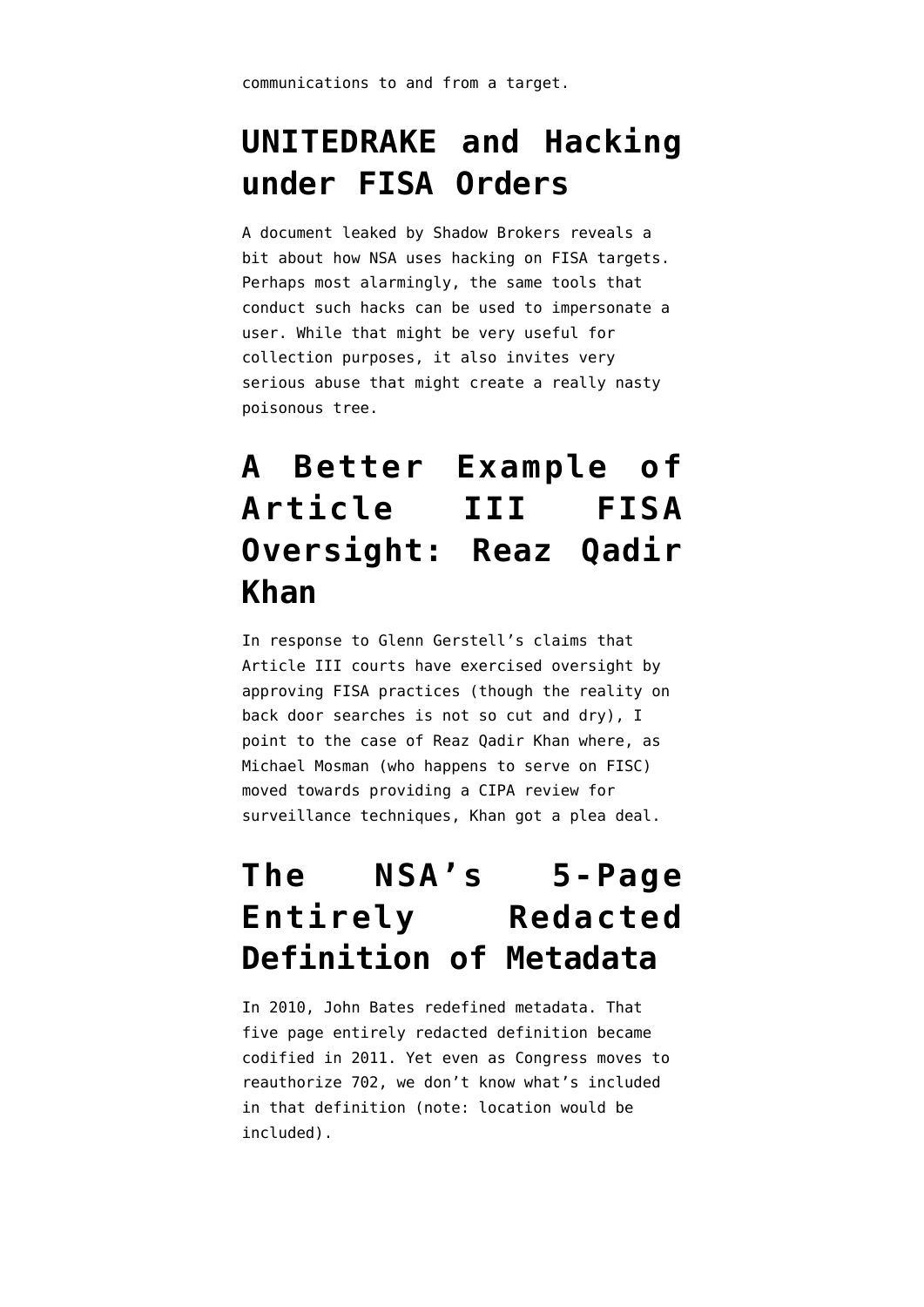communications to and from a target.

## UNITEDRAKE and Hacking under FISA Orders

A document leaked by Shadow Brokers reveals a bit about how NSA uses hacking on FISA targets. Perhaps most alarmingly, the same tools that conduct such hacks can be used to impersonate a user. While that might be very useful for collection purposes, it also invites very serious abuse that might create a really nasty poisonous tree.

## A Better Example of Article III FISA Oversight: Reaz Qadir Khan

In response to Glenn Gerstell's claims that Article III courts have exercised oversight by approving FISA practices (though the reality on back door searches is not so cut and dry), I point to the case of Reaz Qadir Khan where, as Michael Mosman (who happens to serve on FISC) moved towards providing a CIPA review for surveillance techniques, Khan got a plea deal.

## The NSA's 5-Page Entirely Redacted Definition of Metadata

In 2010, John Bates redefined metadata. That five page entirely redacted definition became codified in 2011. Yet even as Congress moves to reauthorize 702, we don't know what's included in that definition (note: location would be included).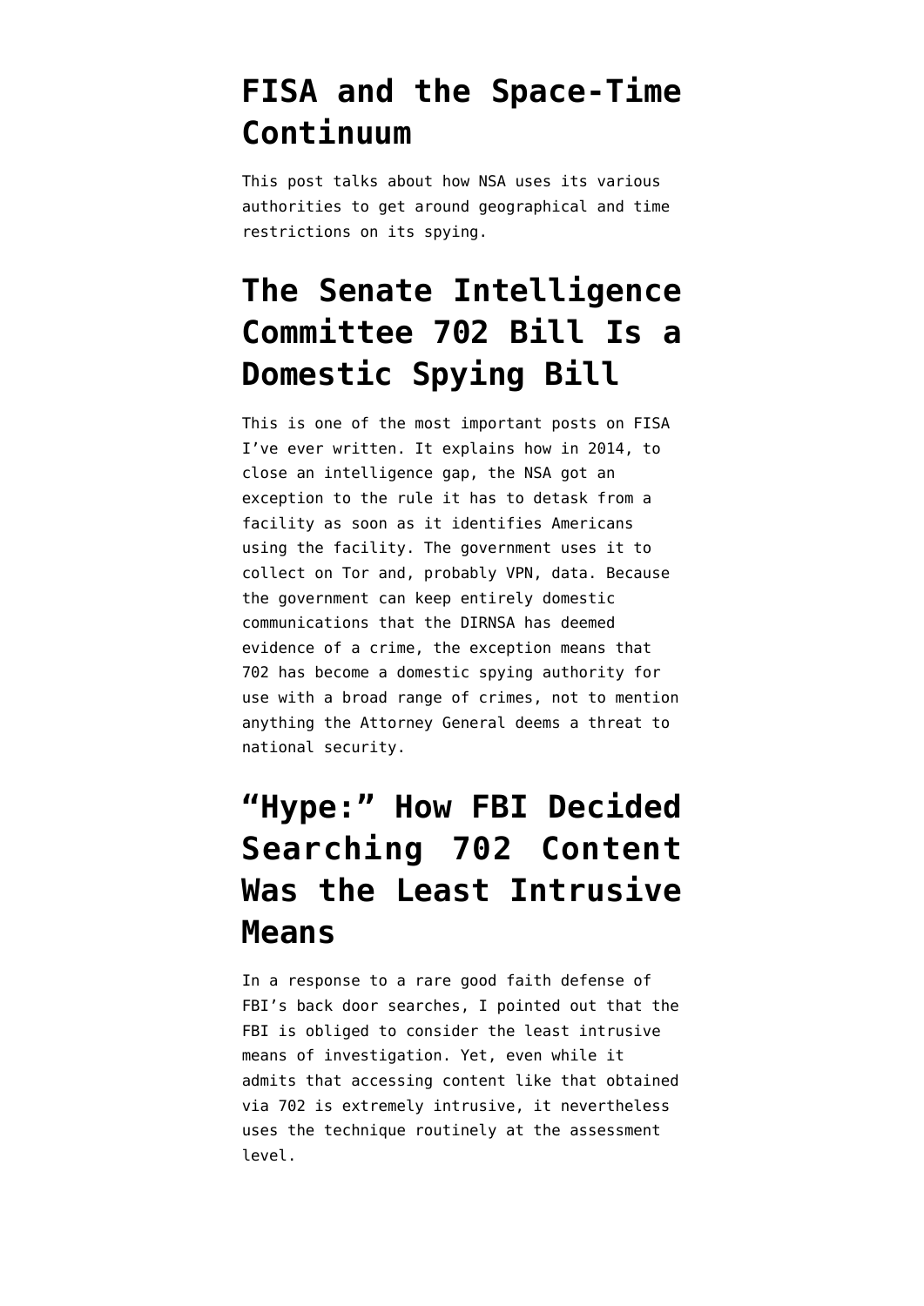## FISA and the Space-Time Continuum

This post talks about how NSA uses its various authorities to get around geographical and time restrictions on its spying.

## The Senate Intelligence Committee 702 Bill Is a Domestic Spying Bill

This is one of the most important posts on FISA I've ever written. It explains how in 2014, to close an intelligence gap, the NSA got an exception to the rule it has to detask from a facility as soon as it identifies Americans using the facility. The government uses it to collect on Tor and, probably VPN, data. Because the government can keep entirely domestic communications that the DIRNSA has deemed evidence of a crime, the exception means that 702 has become a domestic spying authority for use with a broad range of crimes, not to mention anything the Attorney General deems a threat to national security.

## "Hype:" How FBI Decided Searching 702 Content Was the Least Intrusive Means

In a response to a rare good faith defense of FBI's back door searches, I pointed out that the FBI is obliged to consider the least intrusive means of investigation. Yet, even while it admits that accessing content like that obtained via 702 is extremely intrusive, it nevertheless uses the technique routinely at the assessment level.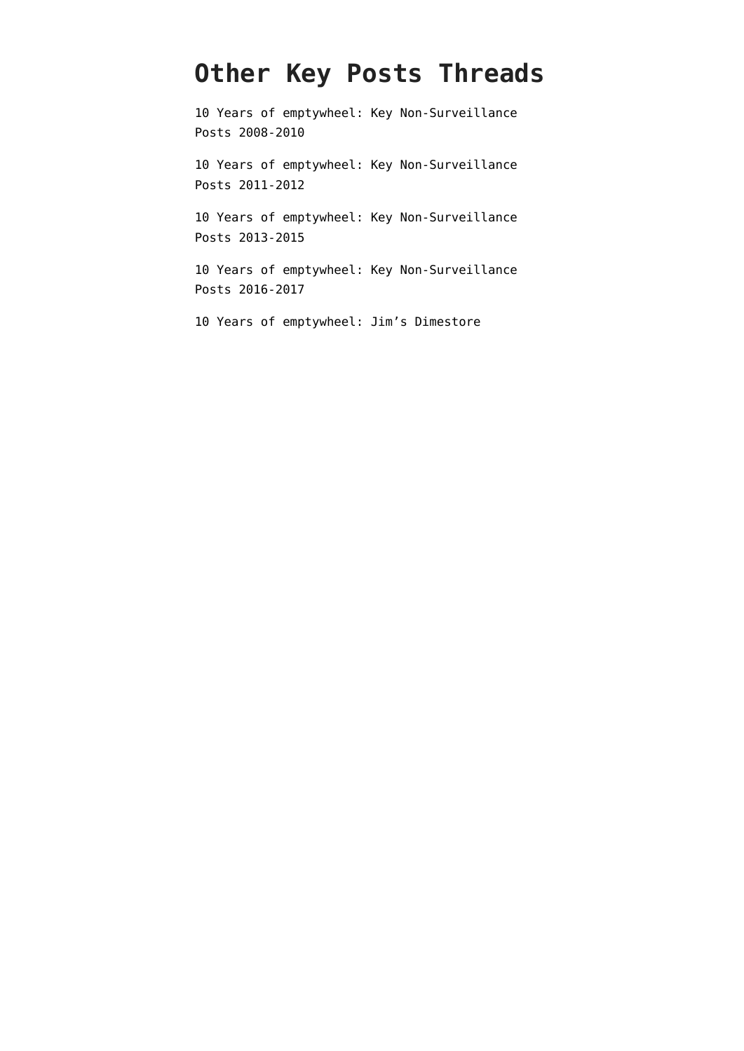# Other Key Posts Threads

10 Years of emptywheel: Key Non-Surveillance Posts 2008-2010

10 Years of emptywheel: Key Non-Surveillance Posts 2011-2012

10 Years of emptywheel: Key Non-Surveillance Posts 2013-2015

10 Years of emptywheel: Key Non-Surveillance Posts 2016-2017

10 Years of emptywheel: Jim's Dimestore